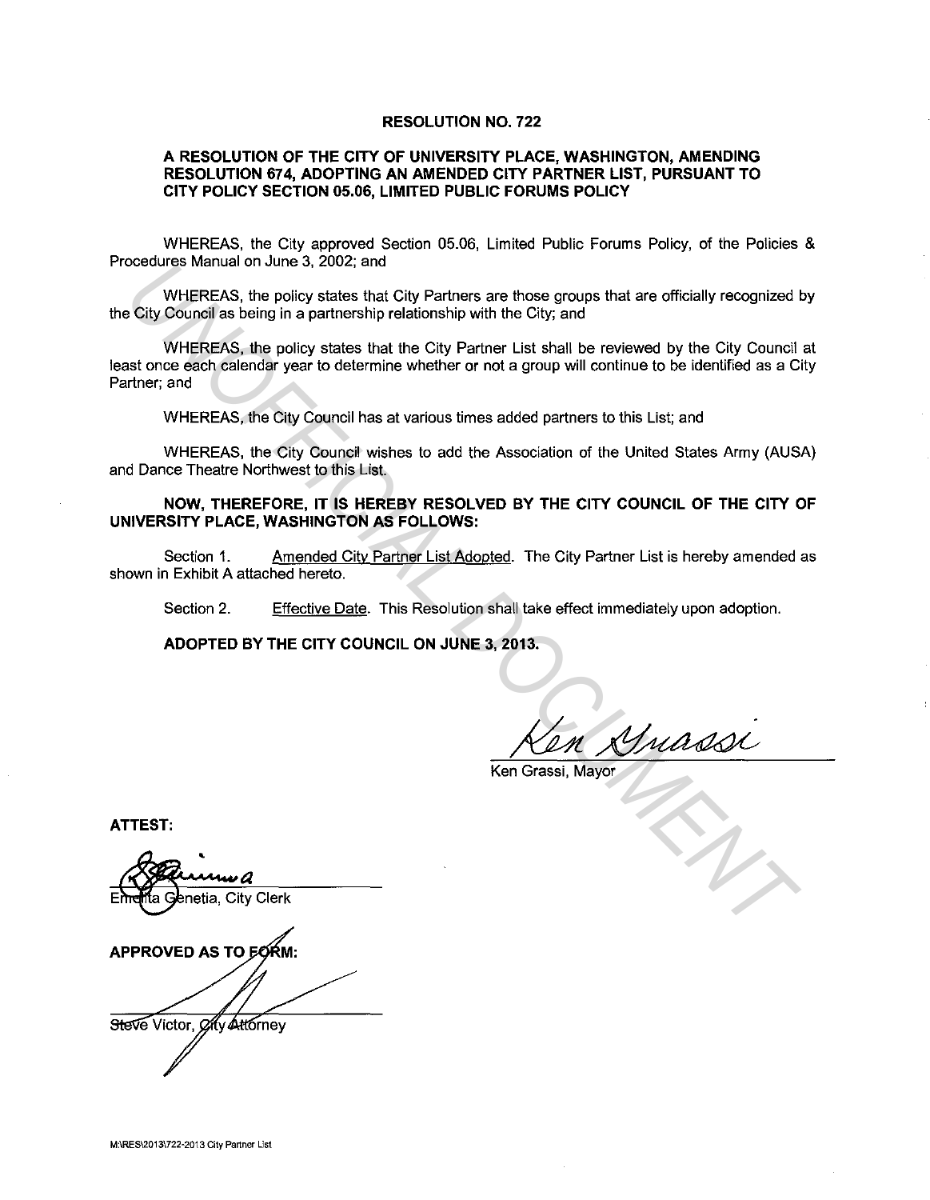# RESOLUTION NO. 722

## A RESOLUTION OF THE CITY OF UNIVERSITY PLACE, WASHINGTON, AMENDING RESOLUTION 674, ADOPTING AN AMENDED CITY PARTNER LIST, PURSUANT TO CITY POLICY SECTION 05.06, LIMITED PUBLIC FORUMS POLICY

WHEREAS, the City approved Section 05.06, Limited Public Forums Policy, of the Policies & Procedures Manual on June 3, 2002; and

WHEREAS, the policy states that City Partners are those groups that are officially recognized by the City Council as being in a partnership relationship with the City; and

WHEREAS, the policy states that the City Partner List shall be reviewed by the City Council at least once each calendar year to determine whether or not a group will continue to be identified as a City Partner; and

WHEREAS, the City Council has at various times added partners to this List; and

WHEREAS, the City Council wishes to add the Association of the United States Army (AUSA) and Dance Theatre Northwest to this List.

**NOW, THEREFORE, IT IS HEREBY RESOLVED BY THE CITY COUNCIL OF THE CITY OF UNIVERSITY PLACE, WASHINGTON AS FOLLOWS:**

Section 1. Amended City Partner List Adopted. The City Partner List is hereby amended as shown in Exhibit A attached hereto.

Section 2. Effective Date. This Resolution shall take effect immediately upon adoption.

**ADOPTED BY THE CITY COUNCIL ON JUNE 3, 2013.**

Ken Grassi

Ken Grassi, Mayor

**ATTEST:**

Emelita Genetia, City Clerk

**APPROVED AS TO FORM:**

Steve Victor, City Attorney

M:\RES\2013\722-2013 City Partner List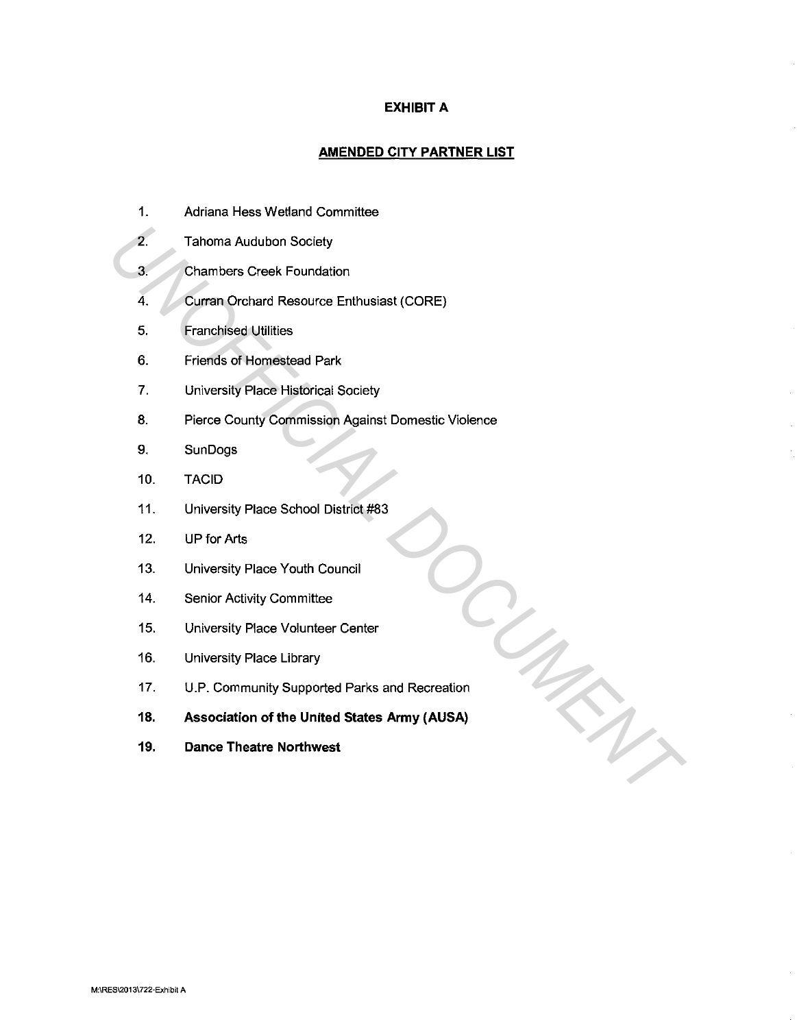# EXHIBIT A

## AMENDED CITY PARTNER LIST

1. Adriana Hess Wetland Committee
2. Tahoma Audubon Society
3. Chambers Creek Foundation
4. Curran Orchard Resource Enthusiast (CORE)
5. Franchised Utilities
6. Friends of Homestead Park
7. University Place Historical Society
8. Pierce County Commission Against Domestic Violence
9. SunDogs
10. TACID
11. University Place School District #83
12. UP for Arts
13. University Place Youth Council
14. Senior Activity Committee
15. University Place Volunteer Center
16. University Place Library
17. U.P. Community Supported Parks and Recreation
18. **Association of the United States Army (AUSA)**
19. **Dance Theatre Northwest**

M:\RES\2013\722-Exhibit A